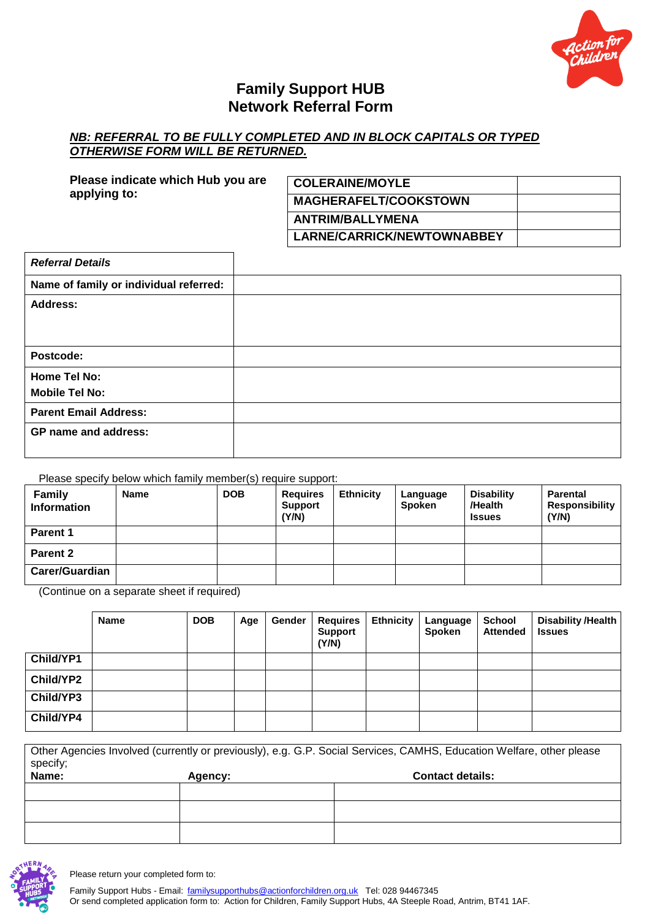# Family Support HUB
# Network Referral Form

***NB: REFERRAL TO BE FULLY COMPLETED AND IN BLOCK CAPITALS OR TYPED OTHERWISE FORM WILL BE RETURNED.***

**Please indicate which Hub you are applying to:**

| | |
|---|---|
| **COLERAINE/MOYLE** | |
| **MAGHERAFELT/COOKSTOWN** | |
| **ANTRIM/BALLYMENA** | |
| **LARNE/CARRICK/NEWTOWNABBEY** | |

| ***Referral Details*** | |
|---|---|
| **Name of family or individual referred:** | |
| **Address:** | |
| **Postcode:** | |
| **Home Tel No:**<br>**Mobile Tel No:** | |
| **Parent Email Address:** | |
| **GP name and address:** | |

Please specify below which family member(s) require support:

| Family Information | Name | DOB | Requires Support (Y/N) | Ethnicity | Language Spoken | Disability /Health Issues | Parental Responsibility (Y/N) |
|---|---|---|---|---|---|---|---|
| **Parent 1** | | | | | | | |
| **Parent 2** | | | | | | | |
| **Carer/Guardian** | | | | | | | |

(Continue on a separate sheet if required)

| | Name | DOB | Age | Gender | Requires Support (Y/N) | Ethnicity | Language Spoken | School Attended | Disability /Health Issues |
|---|---|---|---|---|---|---|---|---|---|
| **Child/YP1** | | | | | | | | | |
| **Child/YP2** | | | | | | | | | |
| **Child/YP3** | | | | | | | | | |
| **Child/YP4** | | | | | | | | | |

Other Agencies Involved (currently or previously), e.g. G.P. Social Services, CAMHS, Education Welfare, other please specify;

| Name: | Agency: | Contact details: |
|---|---|---|
| | | |
| | | |
| | | |

Please return your completed form to:

Family Support Hubs - Email: familysupporthubs@actionforchildren.org.uk Tel: 028 94467345
Or send completed application form to: Action for Children, Family Support Hubs, 4A Steeple Road, Antrim, BT41 1AF.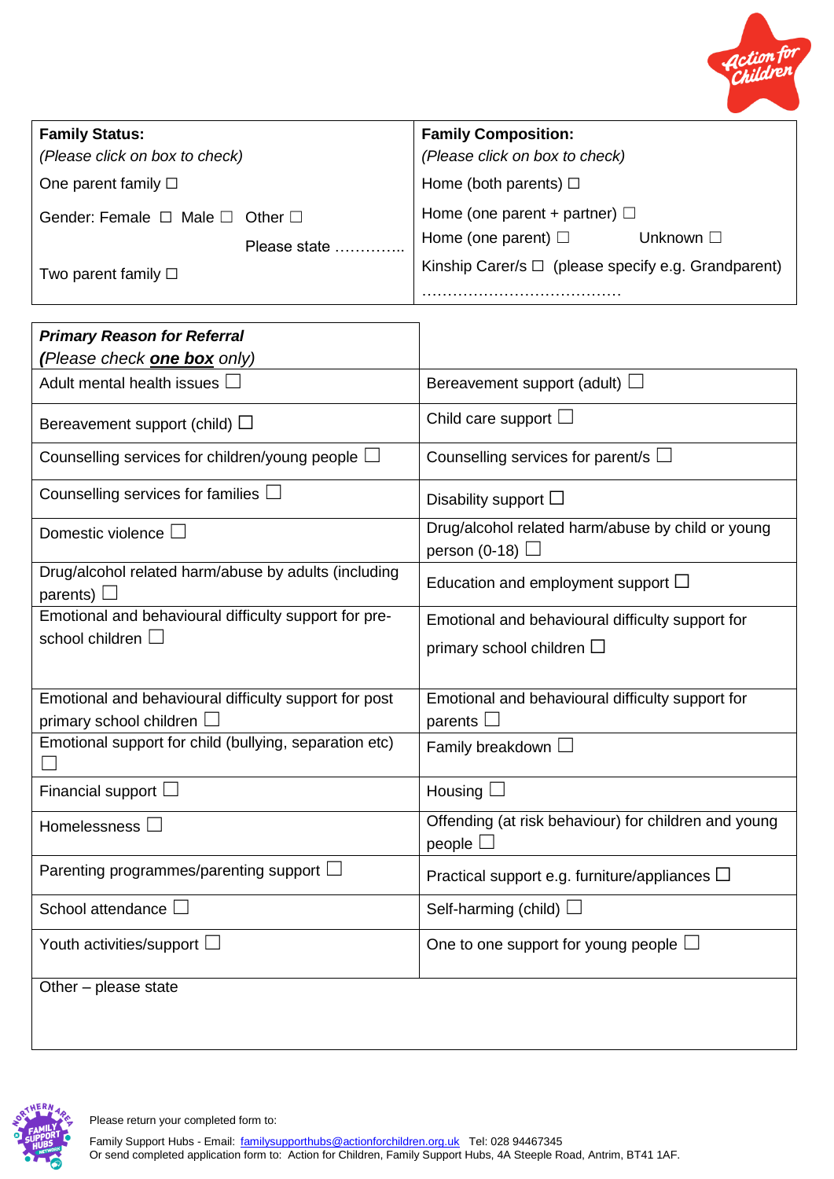| **Family Status:**<br>*(Please click on box to check)*<br>One parent family ☐<br>Gender: Female ☐ Male ☐ Other ☐<br>Please state …………..<br>Two parent family ☐ | **Family Composition:**<br>*(Please click on box to check)*<br>Home (both parents) ☐<br>Home (one parent + partner) ☐<br>Home (one parent) ☐ Unknown ☐<br>Kinship Carer/s ☐ (please specify e.g. Grandparent)<br>………………………………… |
|---|---|

| ***Primary Reason for Referral***<br>***(****Please check* ***one box*** *only)* | |
|---|---|
| Adult mental health issues ☐ | Bereavement support (adult) ☐ |
| Bereavement support (child) ☐ | Child care support ☐ |
| Counselling services for children/young people ☐ | Counselling services for parent/s ☐ |
| Counselling services for families ☐ | Disability support ☐ |
| Domestic violence ☐ | Drug/alcohol related harm/abuse by child or young person (0-18) ☐ |
| Drug/alcohol related harm/abuse by adults (including parents) ☐ | Education and employment support ☐ |
| Emotional and behavioural difficulty support for pre-school children ☐ | Emotional and behavioural difficulty support for primary school children ☐ |
| Emotional and behavioural difficulty support for post primary school children ☐ | Emotional and behavioural difficulty support for parents ☐ |
| Emotional support for child (bullying, separation etc) ☐ | Family breakdown ☐ |
| Financial support ☐ | Housing ☐ |
| Homelessness ☐ | Offending (at risk behaviour) for children and young people ☐ |
| Parenting programmes/parenting support ☐ | Practical support e.g. furniture/appliances ☐ |
| School attendance ☐ | Self-harming (child) ☐ |
| Youth activities/support ☐ | One to one support for young people ☐ |
| Other – please state | |

Please return your completed form to:

Family Support Hubs - Email: familysupporthubs@actionforchildren.org.uk Tel: 028 94467345
Or send completed application form to: Action for Children, Family Support Hubs, 4A Steeple Road, Antrim, BT41 1AF.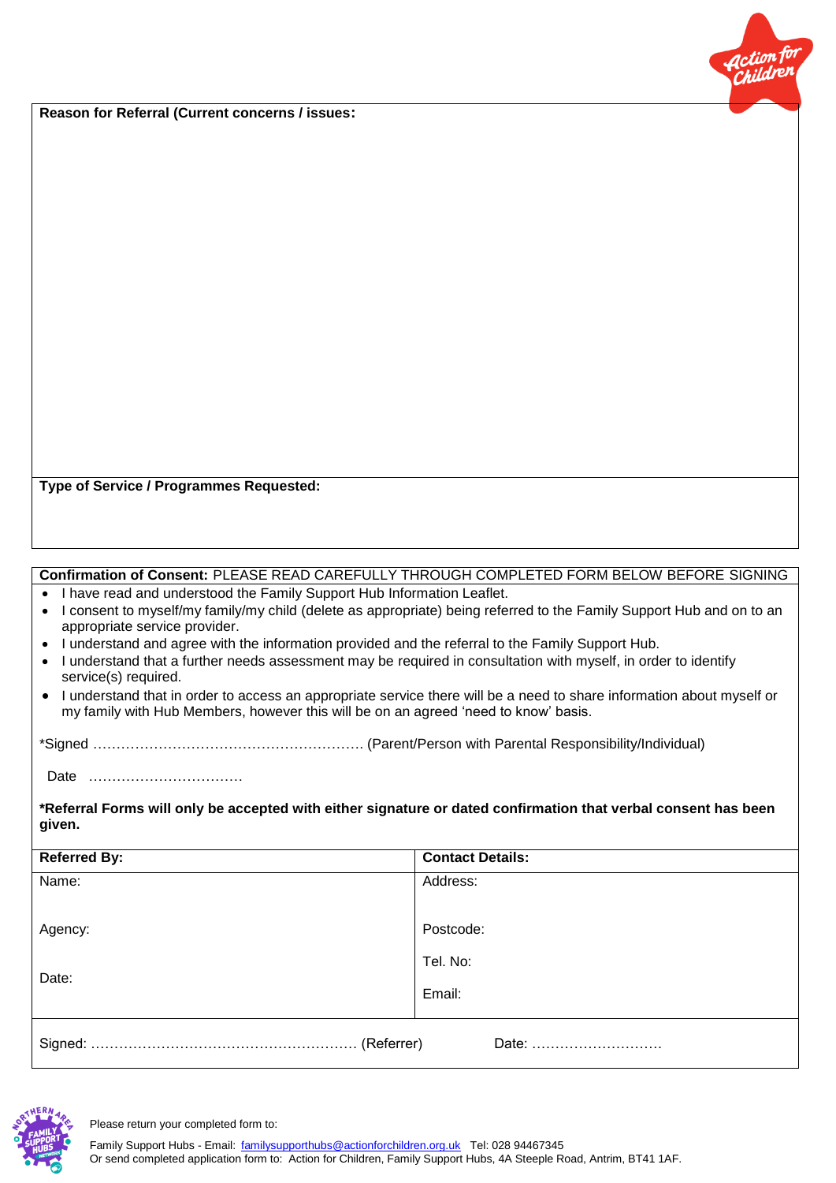**Reason for Referral (Current concerns / issues:**

**Type of Service / Programmes Requested:**

**Confirmation of Consent:** PLEASE READ CAREFULLY THROUGH COMPLETED FORM BELOW BEFORE SIGNING

- I have read and understood the Family Support Hub Information Leaflet.
- I consent to myself/my family/my child (delete as appropriate) being referred to the Family Support Hub and on to an appropriate service provider.
- I understand and agree with the information provided and the referral to the Family Support Hub.
- I understand that a further needs assessment may be required in consultation with myself, in order to identify service(s) required.
- I understand that in order to access an appropriate service there will be a need to share information about myself or my family with Hub Members, however this will be on an agreed 'need to know' basis.

*Signed ………………………………………………… (Parent/Person with Parental Responsibility/Individual)

Date ……………………………

**\*Referral Forms will only be accepted with either signature or dated confirmation that verbal consent has been given.**

| **Referred By:** | **Contact Details:** |
|---|---|
| Name: | Address: |
| Agency: | Postcode: |
| Date: | Tel. No: |
| | Email: |

Signed: ………………………………………………… (Referrer) Date: ……………………….

Please return your completed form to:

Family Support Hubs - Email: familysupporthubs@actionforchildren.org.uk Tel: 028 94467345
Or send completed application form to: Action for Children, Family Support Hubs, 4A Steeple Road, Antrim, BT41 1AF.